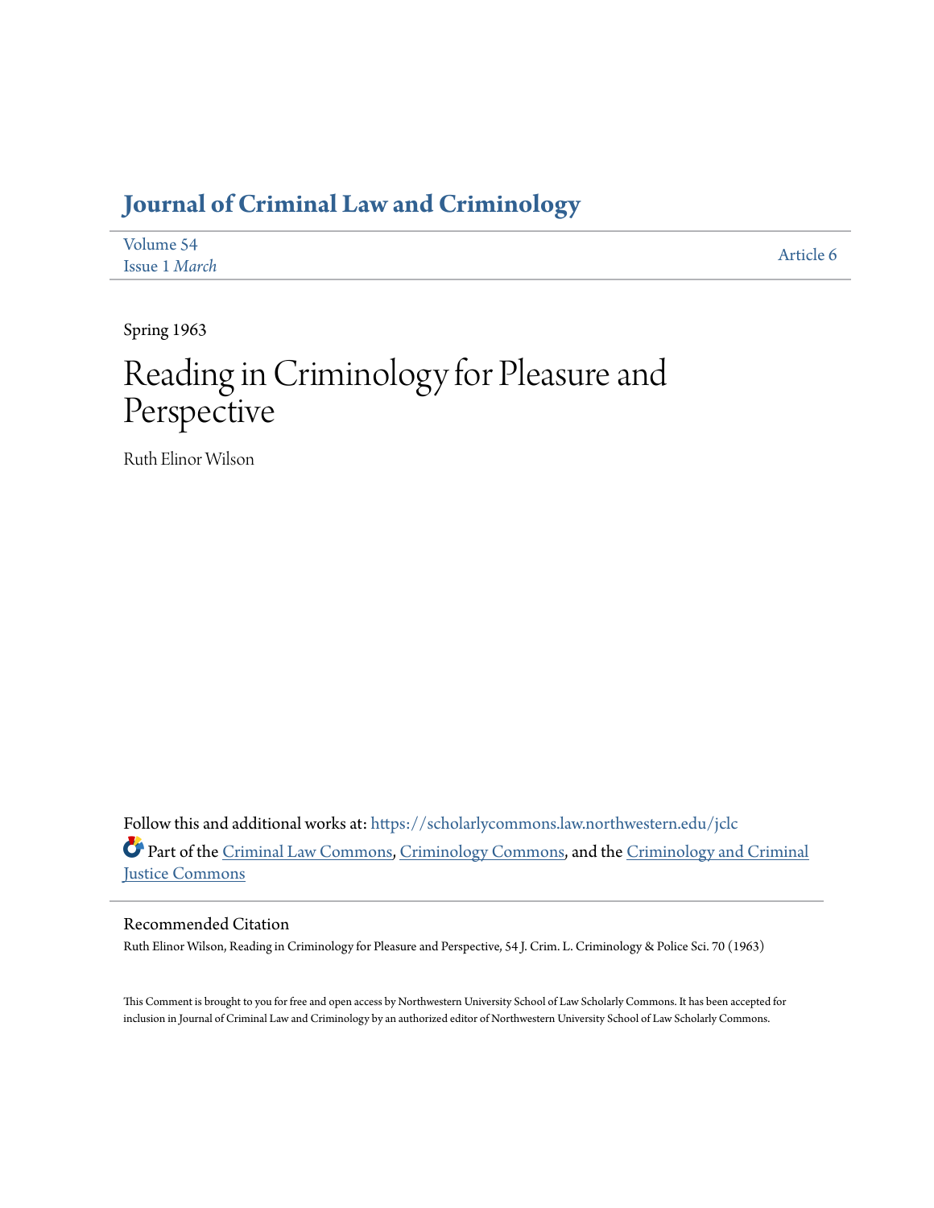# Journal of Criminal Law and Criminology

Volume 54
Issue 1 *March*

Article 6

Spring 1963

# Reading in Criminology for Pleasure and Perspective

Ruth Elinor Wilson

Follow this and additional works at: https://scholarlycommons.law.northwestern.edu/jclc

Part of the Criminal Law Commons, Criminology Commons, and the Criminology and Criminal Justice Commons

## Recommended Citation

Ruth Elinor Wilson, Reading in Criminology for Pleasure and Perspective, 54 J. Crim. L. Criminology & Police Sci. 70 (1963)

This Comment is brought to you for free and open access by Northwestern University School of Law Scholarly Commons. It has been accepted for inclusion in Journal of Criminal Law and Criminology by an authorized editor of Northwestern University School of Law Scholarly Commons.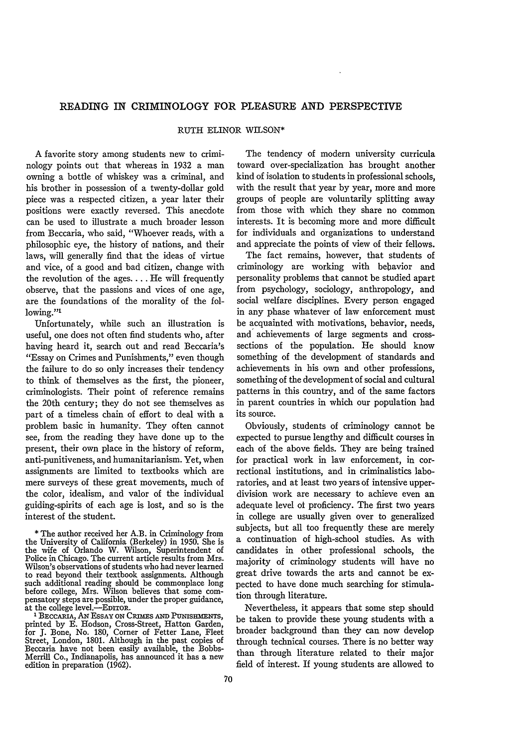# READING IN CRIMINOLOGY FOR PLEASURE AND PERSPECTIVE

RUTH ELINOR WILSON*

A favorite story among students new to criminology points out that whereas in 1932 a man owning a bottle of whiskey was a criminal, and his brother in possession of a twenty-dollar gold piece was a respected citizen, a year later their positions were exactly reversed. This anecdote can be used to illustrate a much broader lesson from Beccaria, who said, "Whoever reads, with a philosophic eye, the history of nations, and their laws, will generally find that the ideas of virtue and vice, of a good and bad citizen, change with the revolution of the ages. . . . He will frequently observe, that the passions and vices of one age, are the foundations of the morality of the following."[1]

Unfortunately, while such an illustration is useful, one does not often find students who, after having heard it, search out and read Beccaria's "Essay on Crimes and Punishments," even though the failure to do so only increases their tendency to think of themselves as the first, the pioneer, criminologists. Their point of reference remains the 20th century; they do not see themselves as part of a timeless chain of effort to deal with a problem basic in humanity. They often cannot see, from the reading they have done up to the present, their own place in the history of reform, anti-punitiveness, and humanitarianism. Yet, when assignments are limited to textbooks which are mere surveys of these great movements, much of the color, idealism, and valor of the individual guiding-spirits of each age is lost, and so is the interest of the student.

The tendency of modern university curricula toward over-specialization has brought another kind of isolation to students in professional schools, with the result that year by year, more and more groups of people are voluntarily splitting away from those with which they share no common interests. It is becoming more and more difficult for individuals and organizations to understand and appreciate the points of view of their fellows.

The fact remains, however, that students of criminology are working with behavior and personality problems that cannot be studied apart from psychology, sociology, anthropology, and social welfare disciplines. Every person engaged in any phase whatever of law enforcement must be acquainted with motivations, behavior, needs, and achievements of large segments and cross-sections of the population. He should know something of the development of standards and achievements in his own and other professions, something of the development of social and cultural patterns in this country, and of the same factors in parent countries in which our population had its source.

Obviously, students of criminology cannot be expected to pursue lengthy and difficult courses in each of the above fields. They are being trained for practical work in law enforcement, in correctional institutions, and in criminalistics laboratories, and at least two years of intensive upper-division work are necessary to achieve even an adequate level of proficiency. The first two years in college are usually given over to generalized subjects, but all too frequently these are merely a continuation of high-school studies. As with candidates in other professional schools, the majority of criminology students will have no great drive towards the arts and cannot be expected to have done much searching for stimulation through literature.

Nevertheless, it appears that some step should be taken to provide these young students with a broader background than they can now develop through technical courses. There is no better way than through literature related to their major field of interest. If young students are allowed to

---

\* The author received her A.B. in Criminology from the University of California (Berkeley) in 1950. She is the wife of Orlando W. Wilson, Superintendent of Police in Chicago. The current article results from Mrs. Wilson's observations of students who had never learned to read beyond their textbook assignments. Although such additional reading should be commonplace long before college, Mrs. Wilson believes that some compensatory steps are possible, under the proper guidance, at the college level.—EDITOR.

[1] BECCARIA, AN ESSAY ON CRIMES AND PUNISHMENTS, printed by E. Hodson, Cross-Street, Hatton Garden, for J. Bone, No. 180, Corner of Fetter Lane, Fleet Street, London, 1801. Although in the past copies of Beccaria have not been easily available, the Bobbs-Merrill Co., Indianapolis, has announced it has a new edition in preparation (1962).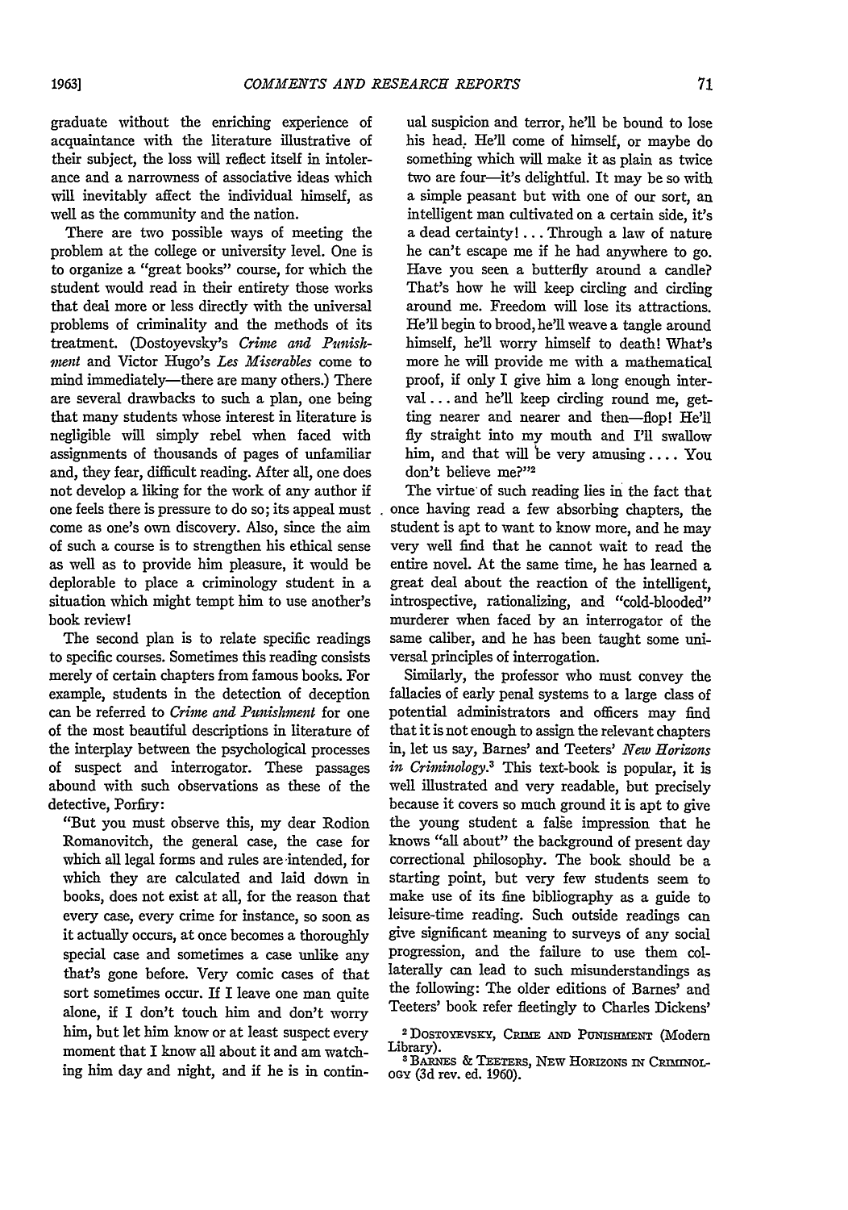graduate without the enriching experience of acquaintance with the literature illustrative of their subject, the loss will reflect itself in intolerance and a narrowness of associative ideas which will inevitably affect the individual himself, as well as the community and the nation.

There are two possible ways of meeting the problem at the college or university level. One is to organize a "great books" course, for which the student would read in their entirety those works that deal more or less directly with the universal problems of criminality and the methods of its treatment. (Dostoyevsky's *Crime and Punishment* and Victor Hugo's *Les Miserables* come to mind immediately—there are many others.) There are several drawbacks to such a plan, one being that many students whose interest in literature is negligible will simply rebel when faced with assignments of thousands of pages of unfamiliar and, they fear, difficult reading. After all, one does not develop a liking for the work of any author if one feels there is pressure to do so; its appeal must come as one's own discovery. Also, since the aim of such a course is to strengthen his ethical sense as well as to provide him pleasure, it would be deplorable to place a criminology student in a situation which might tempt him to use another's book review!

The second plan is to relate specific readings to specific courses. Sometimes this reading consists merely of certain chapters from famous books. For example, students in the detection of deception can be referred to *Crime and Punishment* for one of the most beautiful descriptions in literature of the interplay between the psychological processes of suspect and interrogator. These passages abound with such observations as these of the detective, Porfiry:

"But you must observe this, my dear Rodion Romanovitch, the general case, the case for which all legal forms and rules are intended, for which they are calculated and laid down in books, does not exist at all, for the reason that every case, every crime for instance, so soon as it actually occurs, at once becomes a thoroughly special case and sometimes a case unlike any that's gone before. Very comic cases of that sort sometimes occur. If I leave one man quite alone, if I don't touch him and don't worry him, but let him know or at least suspect every moment that I know all about it and am watching him day and night, and if he is in continual suspicion and terror, he'll be bound to lose his head. He'll come of himself, or maybe do something which will make it as plain as twice two are four—it's delightful. It may be so with a simple peasant but with one of our sort, an intelligent man cultivated on a certain side, it's a dead certainty! . . . Through a law of nature he can't escape me if he had anywhere to go. Have you seen a butterfly around a candle? That's how he will keep circling and circling around me. Freedom will lose its attractions. He'll begin to brood, he'll weave a tangle around himself, he'll worry himself to death! What's more he will provide me with a mathematical proof, if only I give him a long enough interval . . . and he'll keep circling round me, getting nearer and nearer and then—flop! He'll fly straight into my mouth and I'll swallow him, and that will be very amusing . . . . You don't believe me?"[2]

The virtue of such reading lies in the fact that once having read a few absorbing chapters, the student is apt to want to know more, and he may very well find that he cannot wait to read the entire novel. At the same time, he has learned a great deal about the reaction of the intelligent, introspective, rationalizing, and "cold-blooded" murderer when faced by an interrogator of the same caliber, and he has been taught some universal principles of interrogation.

Similarly, the professor who must convey the fallacies of early penal systems to a large class of potential administrators and officers may find that it is not enough to assign the relevant chapters in, let us say, Barnes' and Teeters' *New Horizons in Criminology*.[3] This text-book is popular, it is well illustrated and very readable, but precisely because it covers so much ground it is apt to give the young student a false impression that he knows "all about" the background of present day correctional philosophy. The book should be a starting point, but very few students seem to make use of its fine bibliography as a guide to leisure-time reading. Such outside readings can give significant meaning to surveys of any social progression, and the failure to use them collaterally can lead to such misunderstandings as the following: The older editions of Barnes' and Teeters' book refer fleetingly to Charles Dickens'

[2] Dostoyevsky, Crime and Punishment (Modern Library).

[3] Barnes & Teeters, New Horizons in Criminology (3d rev. ed. 1960).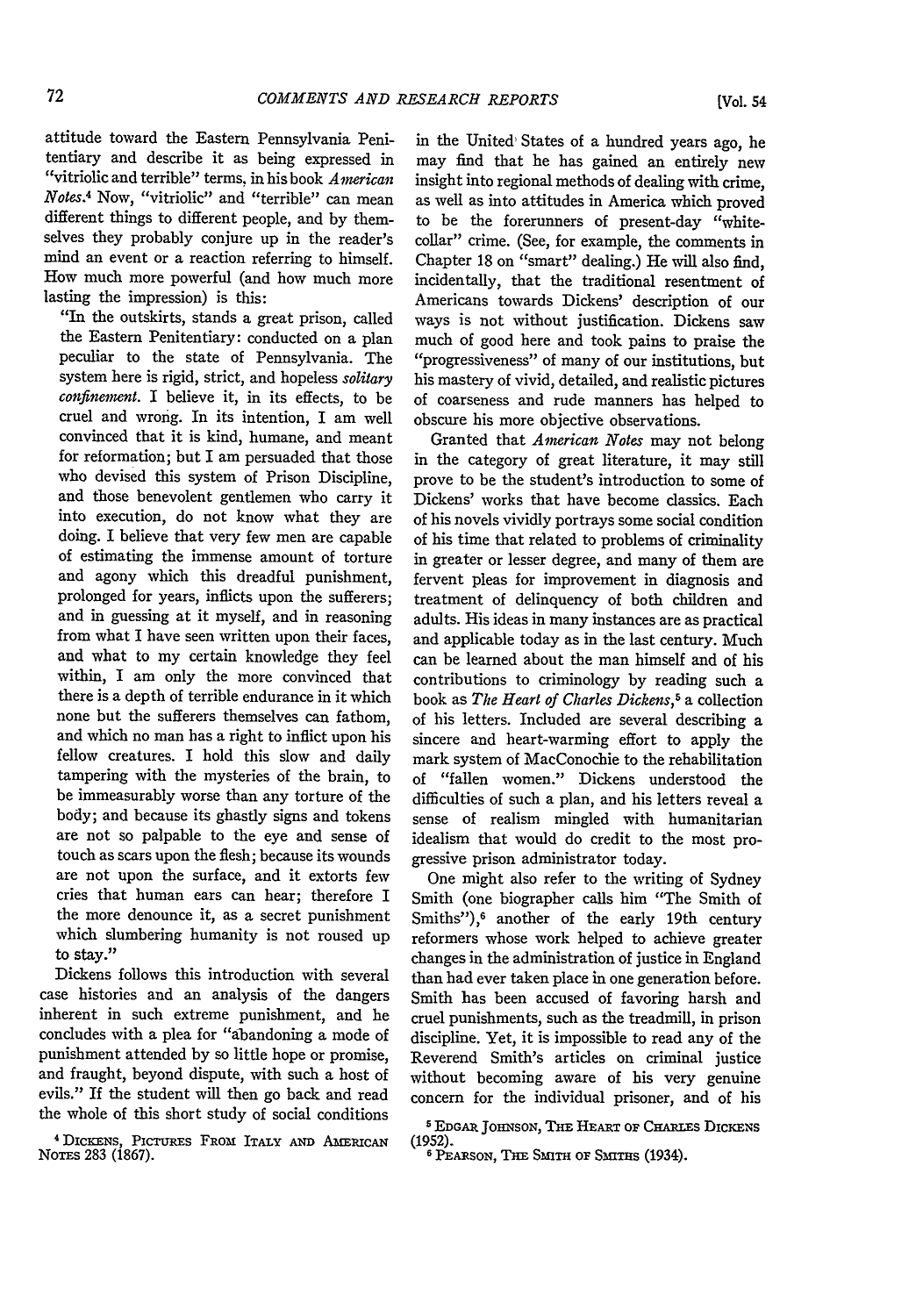attitude toward the Eastern Pennsylvania Penitentiary and describe it as being expressed in "vitriolic and terrible" terms, in his book *American Notes*.[4] Now, "vitriolic" and "terrible" can mean different things to different people, and by themselves they probably conjure up in the reader's mind an event or a reaction referring to himself. How much more powerful (and how much more lasting the impression) is this:

"In the outskirts, stands a great prison, called the Eastern Penitentiary: conducted on a plan peculiar to the state of Pennsylvania. The system here is rigid, strict, and hopeless *solitary confinement*. I believe it, in its effects, to be cruel and wrong. In its intention, I am well convinced that it is kind, humane, and meant for reformation; but I am persuaded that those who devised this system of Prison Discipline, and those benevolent gentlemen who carry it into execution, do not know what they are doing. I believe that very few men are capable of estimating the immense amount of torture and agony which this dreadful punishment, prolonged for years, inflicts upon the sufferers; and in guessing at it myself, and in reasoning from what I have seen written upon their faces, and what to my certain knowledge they feel within, I am only the more convinced that there is a depth of terrible endurance in it which none but the sufferers themselves can fathom, and which no man has a right to inflict upon his fellow creatures. I hold this slow and daily tampering with the mysteries of the brain, to be immeasurably worse than any torture of the body; and because its ghastly signs and tokens are not so palpable to the eye and sense of touch as scars upon the flesh; because its wounds are not upon the surface, and it extorts few cries that human ears can hear; therefore I the more denounce it, as a secret punishment which slumbering humanity is not roused up to stay."

Dickens follows this introduction with several case histories and an analysis of the dangers inherent in such extreme punishment, and he concludes with a plea for "abandoning a mode of punishment attended by so little hope or promise, and fraught, beyond dispute, with such a host of evils." If the student will then go back and read the whole of this short study of social conditions in the United States of a hundred years ago, he may find that he has gained an entirely new insight into regional methods of dealing with crime, as well as into attitudes in America which proved to be the forerunners of present-day "white-collar" crime. (See, for example, the comments in Chapter 18 on "smart" dealing.) He will also find, incidentally, that the traditional resentment of Americans towards Dickens' description of our ways is not without justification. Dickens saw much of good here and took pains to praise the "progressiveness" of many of our institutions, but his mastery of vivid, detailed, and realistic pictures of coarseness and rude manners has helped to obscure his more objective observations.

Granted that *American Notes* may not belong in the category of great literature, it may still prove to be the student's introduction to some of Dickens' works that have become classics. Each of his novels vividly portrays some social condition of his time that related to problems of criminality in greater or lesser degree, and many of them are fervent pleas for improvement in diagnosis and treatment of delinquency of both children and adults. His ideas in many instances are as practical and applicable today as in the last century. Much can be learned about the man himself and of his contributions to criminology by reading such a book as *The Heart of Charles Dickens*,[5] a collection of his letters. Included are several describing a sincere and heart-warming effort to apply the mark system of MacConochie to the rehabilitation of "fallen women." Dickens understood the difficulties of such a plan, and his letters reveal a sense of realism mingled with humanitarian idealism that would do credit to the most progressive prison administrator today.

One might also refer to the writing of Sydney Smith (one biographer calls him "The Smith of Smiths"),[6] another of the early 19th century reformers whose work helped to achieve greater changes in the administration of justice in England than had ever taken place in one generation before. Smith has been accused of favoring harsh and cruel punishments, such as the treadmill, in prison discipline. Yet, it is impossible to read any of the Reverend Smith's articles on criminal justice without becoming aware of his very genuine concern for the individual prisoner, and of his

[4] DICKENS, PICTURES FROM ITALY AND AMERICAN NOTES 283 (1867).

[5] EDGAR JOHNSON, THE HEART OF CHARLES DICKENS (1952).

[6] PEARSON, THE SMITH OF SMITHS (1934).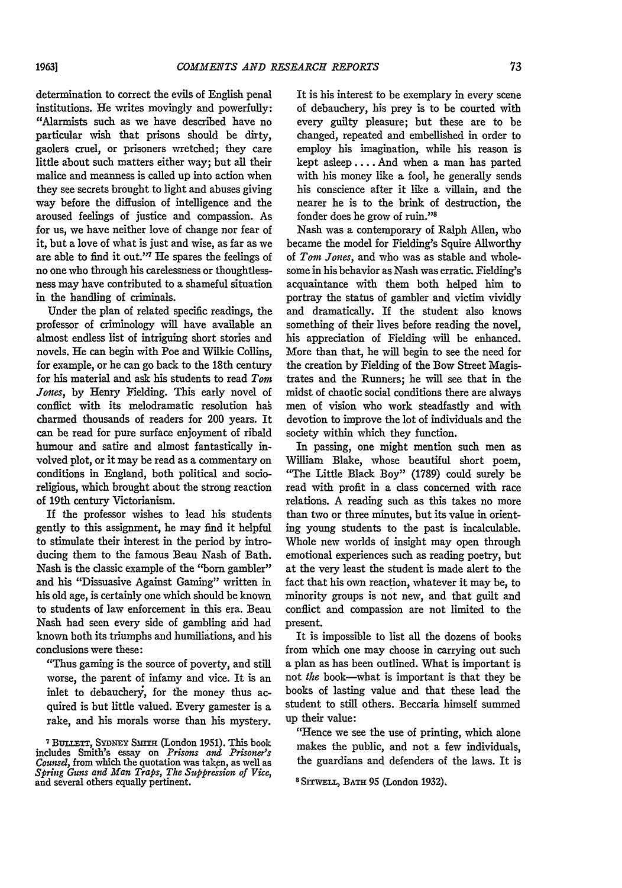determination to correct the evils of English penal institutions. He writes movingly and powerfully: "Alarmists such as we have described have no particular wish that prisons should be dirty, gaolers cruel, or prisoners wretched; they care little about such matters either way; but all their malice and meanness is called up into action when they see secrets brought to light and abuses giving way before the diffusion of intelligence and the aroused feelings of justice and compassion. As for us, we have neither love of change nor fear of it, but a love of what is just and wise, as far as we are able to find it out."[7] He spares the feelings of no one who through his carelessness or thoughtlessness may have contributed to a shameful situation in the handling of criminals.

Under the plan of related specific readings, the professor of criminology will have available an almost endless list of intriguing short stories and novels. He can begin with Poe and Wilkie Collins, for example, or he can go back to the 18th century for his material and ask his students to read *Tom Jones*, by Henry Fielding. This early novel of conflict with its melodramatic resolution has charmed thousands of readers for 200 years. It can be read for pure surface enjoyment of ribald humour and satire and almost fantastically involved plot, or it may be read as a commentary on conditions in England, both political and socio-religious, which brought about the strong reaction of 19th century Victorianism.

If the professor wishes to lead his students gently to this assignment, he may find it helpful to stimulate their interest in the period by introducing them to the famous Beau Nash of Bath. Nash is the classic example of the "born gambler" and his "Dissuasive Against Gaming" written in his old age, is certainly one which should be known to students of law enforcement in this era. Beau Nash had seen every side of gambling and had known both its triumphs and humiliations, and his conclusions were these:

"Thus gaming is the source of poverty, and still worse, the parent of infamy and vice. It is an inlet to debauchery, for the money thus acquired is but little valued. Every gamester is a rake, and his morals worse than his mystery. It is his interest to be exemplary in every scene of debauchery, his prey is to be courted with every guilty pleasure; but these are to be changed, repeated and embellished in order to employ his imagination, while his reason is kept asleep.... And when a man has parted with his money like a fool, he generally sends his conscience after it like a villain, and the nearer he is to the brink of destruction, the fonder does he grow of ruin."[8]

Nash was a contemporary of Ralph Allen, who became the model for Fielding's Squire Allworthy of *Tom Jones*, and who was as stable and wholesome in his behavior as Nash was erratic. Fielding's acquaintance with them both helped him to portray the status of gambler and victim vividly and dramatically. If the student also knows something of their lives before reading the novel, his appreciation of Fielding will be enhanced. More than that, he will begin to see the need for the creation by Fielding of the Bow Street Magistrates and the Runners; he will see that in the midst of chaotic social conditions there are always men of vision who work steadfastly and with devotion to improve the lot of individuals and the society within which they function.

In passing, one might mention such men as William Blake, whose beautiful short poem, "The Little Black Boy" (1789) could surely be read with profit in a class concerned with race relations. A reading such as this takes no more than two or three minutes, but its value in orienting young students to the past is incalculable. Whole new worlds of insight may open through emotional experiences such as reading poetry, but at the very least the student is made alert to the fact that his own reaction, whatever it may be, to minority groups is not new, and that guilt and conflict and compassion are not limited to the present.

It is impossible to list all the dozens of books from which one may choose in carrying out such a plan as has been outlined. What is important is not *the* book—what is important is that they be books of lasting value and that these lead the student to still others. Beccaria himself summed up their value:

"Hence we see the use of printing, which alone makes the public, and not a few individuals, the guardians and defenders of the laws. It is

[7] BULLETT, SYDNEY SMITH (London 1951). This book includes Smith's essay on *Prisons and Prisoner's Counsel*, from which the quotation was taken, as well as *Spring Guns and Man Traps, The Suppression of Vice*, and several others equally pertinent.

[8] SITWELL, BATH 95 (London 1932).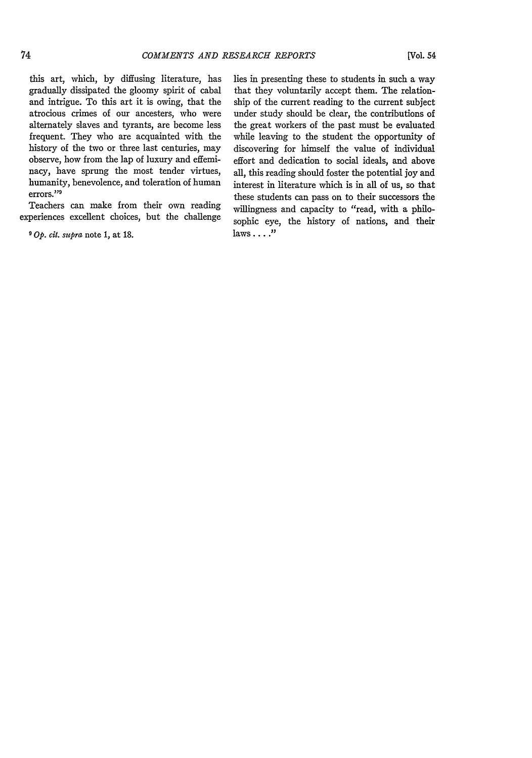this art, which, by diffusing literature, has gradually dissipated the gloomy spirit of cabal and intrigue. To this art it is owing, that the atrocious crimes of our ancesters, who were alternately slaves and tyrants, are become less frequent. They who are acquainted with the history of the two or three last centuries, may observe, how from the lap of luxury and effeminacy, have sprung the most tender virtues, humanity, benevolence, and toleration of human errors."[9]

Teachers can make from their own reading experiences excellent choices, but the challenge lies in presenting these to students in such a way that they voluntarily accept them. The relationship of the current reading to the current subject under study should be clear, the contributions of the great workers of the past must be evaluated while leaving to the student the opportunity of discovering for himself the value of individual effort and dedication to social ideals, and above all, this reading should foster the potential joy and interest in literature which is in all of us, so that these students can pass on to their successors the willingness and capacity to "read, with a philosophic eye, the history of nations, and their laws . . . ."

[9] *Op. cit. supra* note 1, at 18.